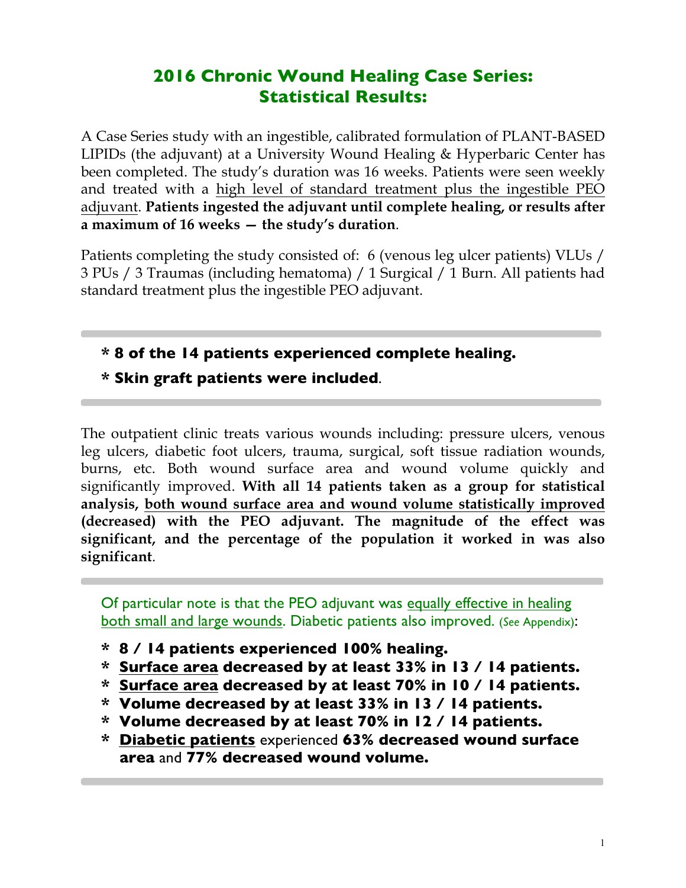# 2016 Chronic Wound Healing Case Series: Statistical Results:

A Case Series study with an ingestible, calibrated formulation of PLANT-BASED LIPIDs (the adjuvant) at a University Wound Healing & Hyperbaric Center has been completed. The study's duration was 16 weeks. Patients were seen weekly and treated with a high level of standard treatment plus the ingestible PEO adjuvant. **Patients ingested the adjuvant until complete healing, or results after a maximum of 16 weeks — the study's duration**.

Patients completing the study consisted of: 6 (venous leg ulcer patients) VLUs / 3 PUs / 3 Traumas (including hematoma) / 1 Surgical / 1 Burn. All patients had standard treatment plus the ingestible PEO adjuvant.

---

**\* 8 of the 14 patients experienced complete healing.**

**\* Skin graft patients were included**.

---

The outpatient clinic treats various wounds including: pressure ulcers, venous leg ulcers, diabetic foot ulcers, trauma, surgical, soft tissue radiation wounds, burns, etc. Both wound surface area and wound volume quickly and significantly improved. **With all 14 patients taken as a group for statistical analysis, both wound surface area and wound volume statistically improved (decreased) with the PEO adjuvant. The magnitude of the effect was significant, and the percentage of the population it worked in was also significant**.

---

Of particular note is that the PEO adjuvant was equally effective in healing both small and large wounds. Diabetic patients also improved. (See Appendix):

- **8 / 14 patients experienced 100% healing.**
- **Surface area decreased by at least 33% in 13 / 14 patients.**
- **Surface area decreased by at least 70% in 10 / 14 patients.**
- **Volume decreased by at least 33% in 13 / 14 patients.**
- **Volume decreased by at least 70% in 12 / 14 patients.**
- **Diabetic patients** experienced **63% decreased wound surface area** and **77% decreased wound volume.**

---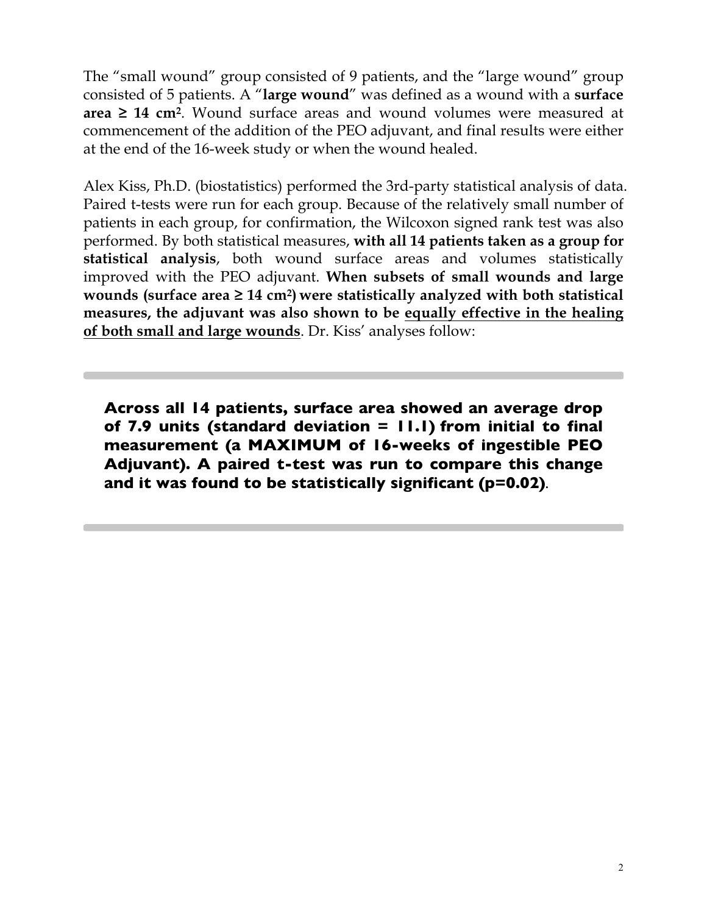The "small wound" group consisted of 9 patients, and the "large wound" group consisted of 5 patients. A "**large wound**" was defined as a wound with a **surface area ≥ 14 cm$^2$**. Wound surface areas and wound volumes were measured at commencement of the addition of the PEO adjuvant, and final results were either at the end of the 16-week study or when the wound healed.

Alex Kiss, Ph.D. (biostatistics) performed the 3rd-party statistical analysis of data. Paired t-tests were run for each group. Because of the relatively small number of patients in each group, for confirmation, the Wilcoxon signed rank test was also performed. By both statistical measures, **with all 14 patients taken as a group for statistical analysis**, both wound surface areas and volumes statistically improved with the PEO adjuvant. **When subsets of small wounds and large wounds (surface area ≥ 14 cm$^2$) were statistically analyzed with both statistical measures, the adjuvant was also shown to be <u>equally effective in the healing of both small and large wounds</u>**. Dr. Kiss' analyses follow:

---

**Across all 14 patients, surface area showed an average drop of 7.9 units (standard deviation = 11.1) from initial to final measurement (a MAXIMUM of 16-weeks of ingestible PEO Adjuvant). A paired t-test was run to compare this change and it was found to be statistically significant (p=0.02)**.

---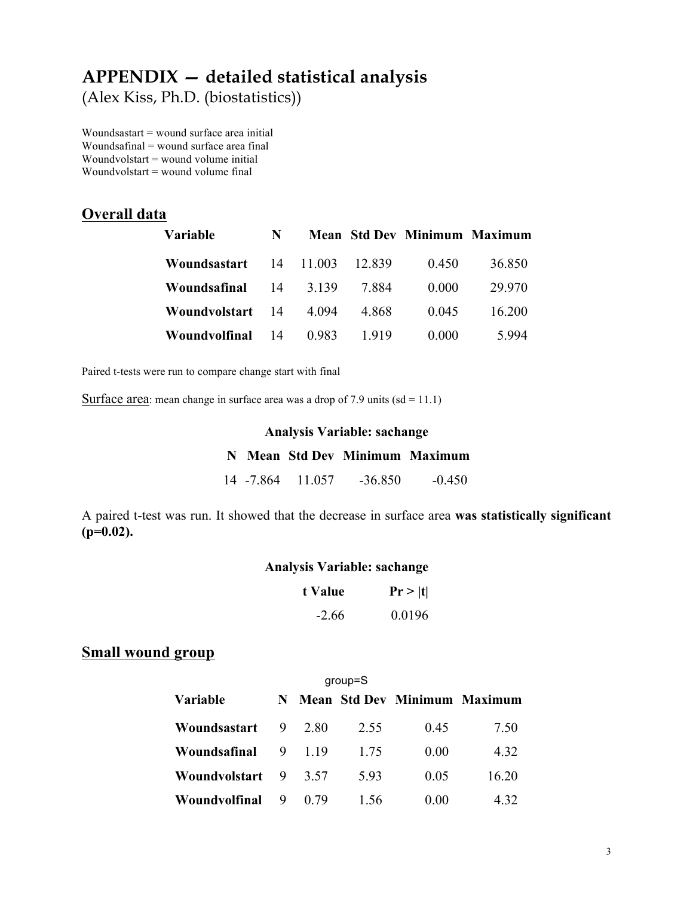# APPENDIX — detailed statistical analysis

(Alex Kiss, Ph.D. (biostatistics))

Woundsastart = wound surface area initial
Woundsafinal = wound surface area final
Woundvolstart = wound volume initial
Woundvolstart = wound volume final

## Overall data

| Variable | N | Mean | Std Dev | Minimum | Maximum |
|---|---|---|---|---|---|
| **Woundsastart** | 14 | 11.003 | 12.839 | 0.450 | 36.850 |
| **Woundsafinal** | 14 | 3.139 | 7.884 | 0.000 | 29.970 |
| **Woundvolstart** | 14 | 4.094 | 4.868 | 0.045 | 16.200 |
| **Woundvolfinal** | 14 | 0.983 | 1.919 | 0.000 | 5.994 |

Paired t-tests were run to compare change start with final

Surface area: mean change in surface area was a drop of 7.9 units (sd = 11.1)

**Analysis Variable: sachange**

| N | Mean | Std Dev | Minimum | Maximum |
|---|---|---|---|---|
| 14 | -7.864 | 11.057 | -36.850 | -0.450 |

A paired t-test was run. It showed that the decrease in surface area **was statistically significant (p=0.02).**

**Analysis Variable: sachange**

| t Value | Pr > \|t\| |
|---|---|
| -2.66 | 0.0196 |

## Small wound group

group=S

| Variable | N | Mean | Std Dev | Minimum | Maximum |
|---|---|---|---|---|---|
| **Woundsastart** | 9 | 2.80 | 2.55 | 0.45 | 7.50 |
| **Woundsafinal** | 9 | 1.19 | 1.75 | 0.00 | 4.32 |
| **Woundvolstart** | 9 | 3.57 | 5.93 | 0.05 | 16.20 |
| **Woundvolfinal** | 9 | 0.79 | 1.56 | 0.00 | 4.32 |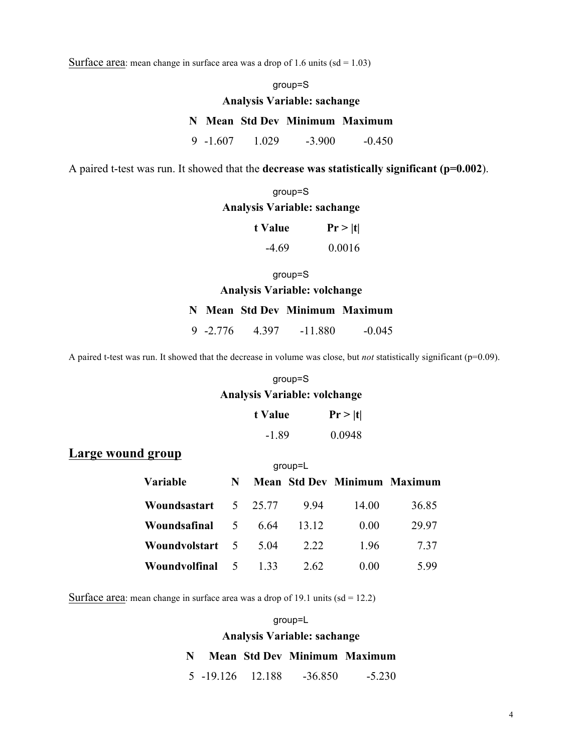Surface area: mean change in surface area was a drop of 1.6 units (sd = 1.03)

group=S

**Analysis Variable: sachange**

| N | Mean | Std Dev | Minimum | Maximum |
|---|---|---|---|---|
| 9 | -1.607 | 1.029 | -3.900 | -0.450 |

A paired t-test was run. It showed that the **decrease was statistically significant (p=0.002)**.

group=S

**Analysis Variable: sachange**

| t Value | Pr > \|t\| |
|---|---|
| -4.69 | 0.0016 |

group=S

**Analysis Variable: volchange**

| N | Mean | Std Dev | Minimum | Maximum |
|---|---|---|---|---|
| 9 | -2.776 | 4.397 | -11.880 | -0.045 |

A paired t-test was run. It showed that the decrease in volume was close, but *not* statistically significant (p=0.09).

group=S

**Analysis Variable: volchange**

| t Value | Pr > \|t\| |
|---|---|
| -1.89 | 0.0948 |

## Large wound group

group=L

| Variable | N | Mean | Std Dev | Minimum | Maximum |
|---|---|---|---|---|---|
| **Woundsastart** | 5 | 25.77 | 9.94 | 14.00 | 36.85 |
| **Woundsafinal** | 5 | 6.64 | 13.12 | 0.00 | 29.97 |
| **Woundvolstart** | 5 | 5.04 | 2.22 | 1.96 | 7.37 |
| **Woundvolfinal** | 5 | 1.33 | 2.62 | 0.00 | 5.99 |

Surface area: mean change in surface area was a drop of 19.1 units (sd = 12.2)

group=L

**Analysis Variable: sachange**

| N | Mean | Std Dev | Minimum | Maximum |
|---|---|---|---|---|
| 5 | -19.126 | 12.188 | -36.850 | -5.230 |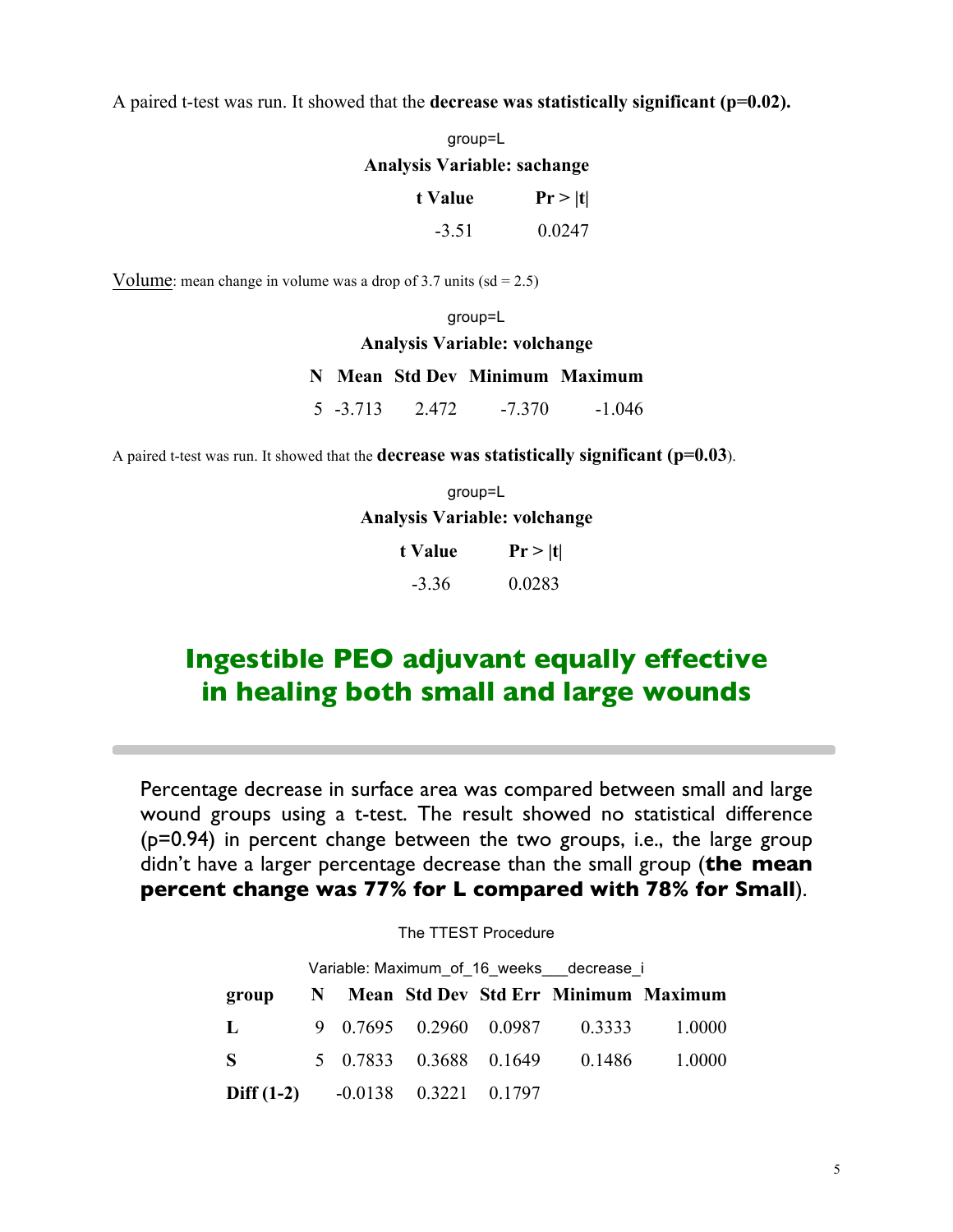A paired t-test was run. It showed that the **decrease was statistically significant (p=0.02).**

group=L

**Analysis Variable: sachange**

| t Value | Pr > \|t\| |
|---|---|
| -3.51 | 0.0247 |

Volume: mean change in volume was a drop of 3.7 units (sd = 2.5)

group=L

**Analysis Variable: volchange**

| N | Mean | Std Dev | Minimum | Maximum |
|---|---|---|---|---|
| 5 | -3.713 | 2.472 | -7.370 | -1.046 |

A paired t-test was run. It showed that the **decrease was statistically significant (p=0.03**).

group=L

**Analysis Variable: volchange**

| t Value | Pr > \|t\| |
|---|---|
| -3.36 | 0.0283 |

## Ingestible PEO adjuvant equally effective in healing both small and large wounds

Percentage decrease in surface area was compared between small and large wound groups using a t-test. The result showed no statistical difference (p=0.94) in percent change between the two groups, i.e., the large group didn't have a larger percentage decrease than the small group (**the mean percent change was 77% for L compared with 78% for Small**).

The TTEST Procedure

Variable: Maximum_of_16_weeks___decrease_i

| group | N | Mean | Std Dev | Std Err | Minimum | Maximum |
|---|---|---|---|---|---|---|
| **L** | 9 | 0.7695 | 0.2960 | 0.0987 | 0.3333 | 1.0000 |
| **S** | 5 | 0.7833 | 0.3688 | 0.1649 | 0.1486 | 1.0000 |
| **Diff (1-2)** | | -0.0138 | 0.3221 | 0.1797 | | |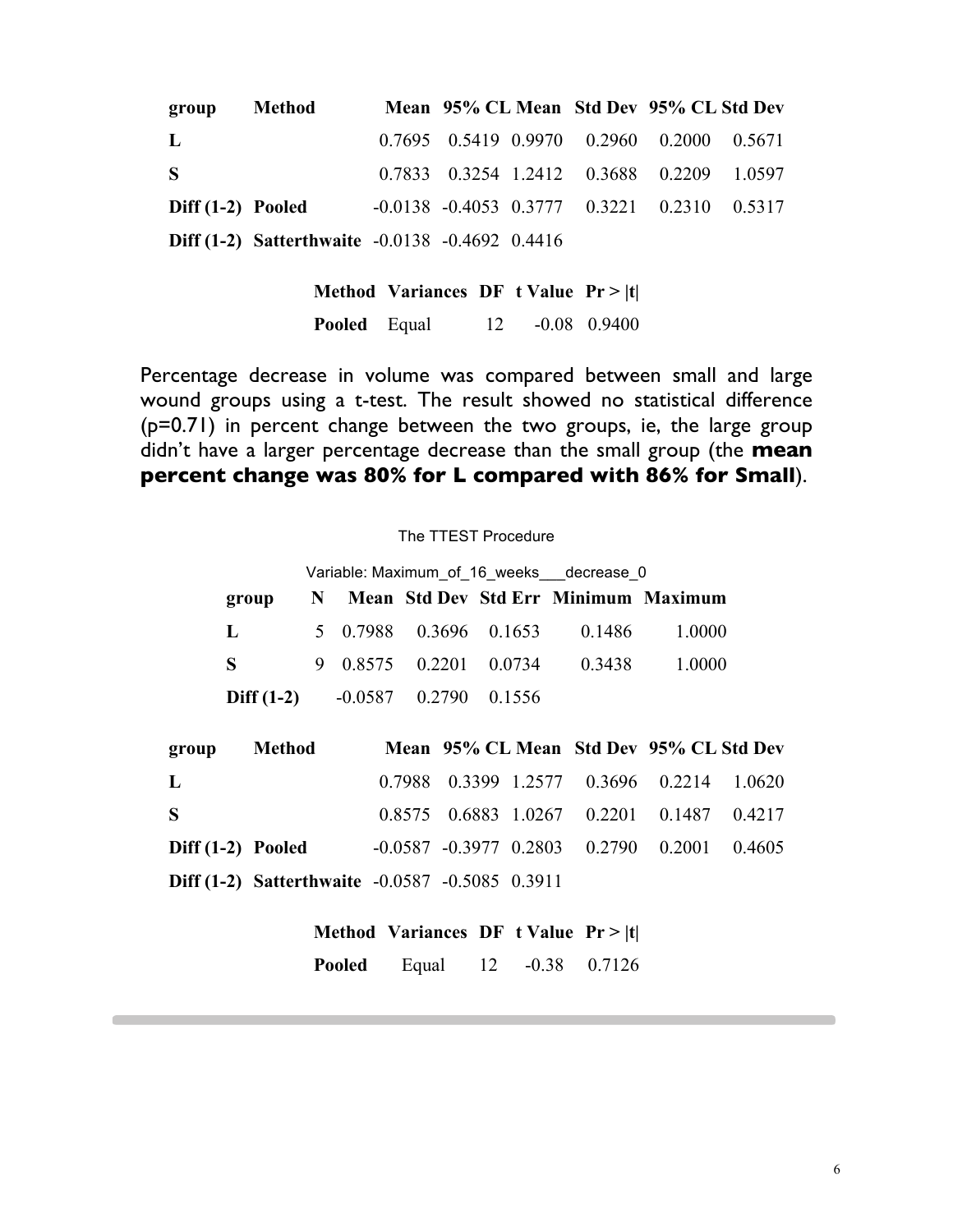| group | Method | Mean | 95% CL Mean | | Std Dev | 95% CL Std Dev | |
|---|---|---|---|---|---|---|---|
| L | | 0.7695 | 0.5419 | 0.9970 | 0.2960 | 0.2000 | 0.5671 |
| S | | 0.7833 | 0.3254 | 1.2412 | 0.3688 | 0.2209 | 1.0597 |
| Diff (1-2) | Pooled | -0.0138 | -0.4053 | 0.3777 | 0.3221 | 0.2310 | 0.5317 |
| Diff (1-2) | Satterthwaite | -0.0138 | -0.4692 | 0.4416 | | | |

| Method | Variances | DF | t Value | Pr > \|t\| |
|---|---|---|---|---|
| Pooled | Equal | 12 | -0.08 | 0.9400 |

Percentage decrease in volume was compared between small and large wound groups using a t-test. The result showed no statistical difference (p=0.71) in percent change between the two groups, ie, the large group didn't have a larger percentage decrease than the small group (the **mean percent change was 80% for L compared with 86% for Small**).

The TTEST Procedure

Variable: Maximum_of_16_weeks___decrease_0

| group | N | Mean | Std Dev | Std Err | Minimum | Maximum |
|---|---|---|---|---|---|---|
| L | 5 | 0.7988 | 0.3696 | 0.1653 | 0.1486 | 1.0000 |
| S | 9 | 0.8575 | 0.2201 | 0.0734 | 0.3438 | 1.0000 |
| Diff (1-2) | | -0.0587 | 0.2790 | 0.1556 | | |

| group | Method | Mean | 95% CL Mean | | Std Dev | 95% CL Std Dev | |
|---|---|---|---|---|---|---|---|
| L | | 0.7988 | 0.3399 | 1.2577 | 0.3696 | 0.2214 | 1.0620 |
| S | | 0.8575 | 0.6883 | 1.0267 | 0.2201 | 0.1487 | 0.4217 |
| Diff (1-2) | Pooled | -0.0587 | -0.3977 | 0.2803 | 0.2790 | 0.2001 | 0.4605 |
| Diff (1-2) | Satterthwaite | -0.0587 | -0.5085 | 0.3911 | | | |

| Method | Variances | DF | t Value | Pr > \|t\| |
|---|---|---|---|---|
| Pooled | Equal | 12 | -0.38 | 0.7126 |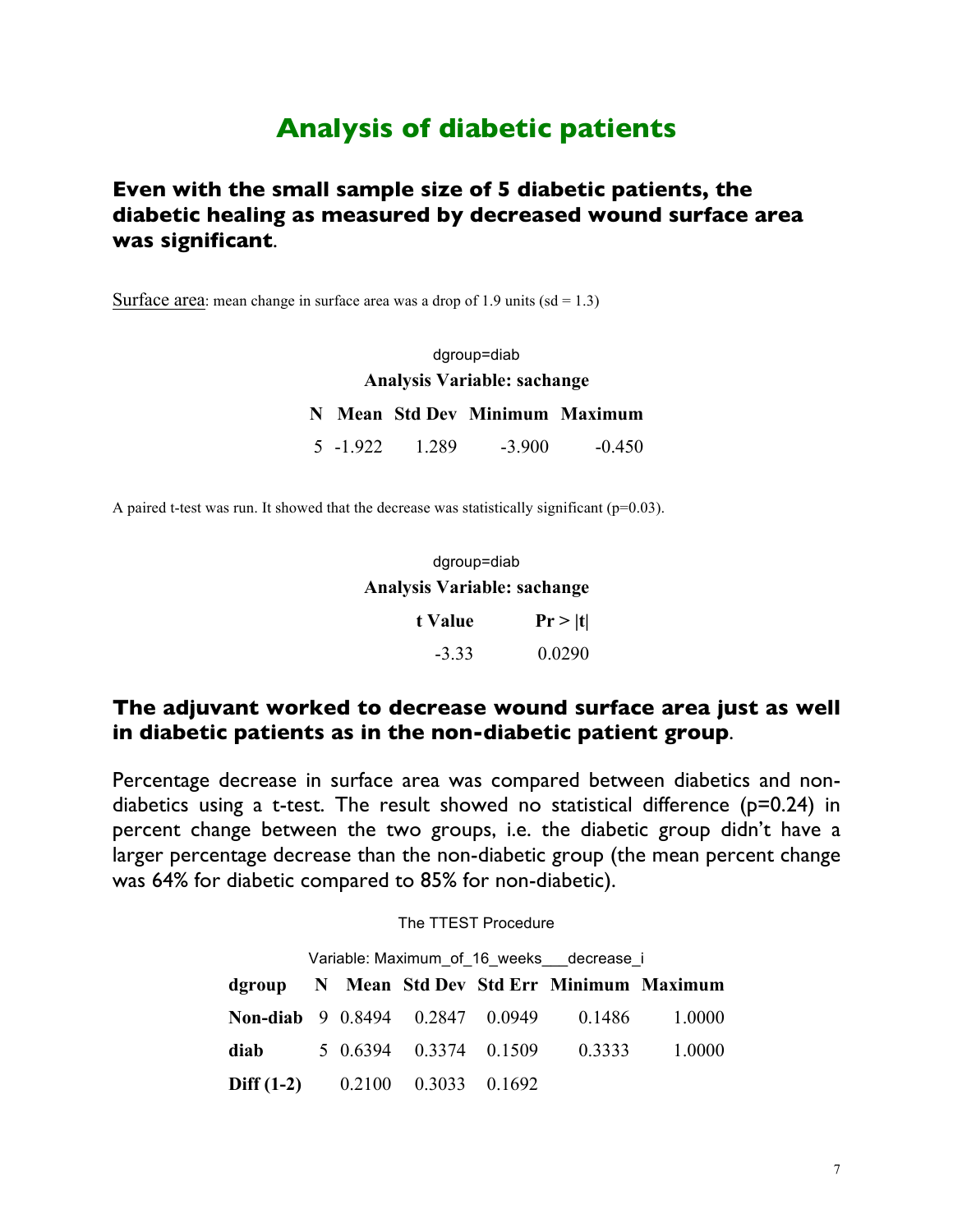# Analysis of diabetic patients

### Even with the small sample size of 5 diabetic patients, the diabetic healing as measured by decreased wound surface area was significant.

Surface area: mean change in surface area was a drop of 1.9 units (sd = 1.3)

dgroup=diab

**Analysis Variable: sachange**

| N | Mean | Std Dev | Minimum | Maximum |
|---|---|---|---|---|
| 5 | -1.922 | 1.289 | -3.900 | -0.450 |

A paired t-test was run. It showed that the decrease was statistically significant (p=0.03).

dgroup=diab

**Analysis Variable: sachange**

| t Value | Pr > \|t\| |
|---|---|
| -3.33 | 0.0290 |

### The adjuvant worked to decrease wound surface area just as well in diabetic patients as in the non-diabetic patient group.

Percentage decrease in surface area was compared between diabetics and non-diabetics using a t-test. The result showed no statistical difference (p=0.24) in percent change between the two groups, i.e. the diabetic group didn't have a larger percentage decrease than the non-diabetic group (the mean percent change was 64% for diabetic compared to 85% for non-diabetic).

The TTEST Procedure

Variable: Maximum_of_16_weeks___decrease_i

| dgroup | N | Mean | Std Dev | Std Err | Minimum | Maximum |
|---|---|---|---|---|---|---|
| **Non-diab** | 9 | 0.8494 | 0.2847 | 0.0949 | 0.1486 | 1.0000 |
| **diab** | 5 | 0.6394 | 0.3374 | 0.1509 | 0.3333 | 1.0000 |
| **Diff (1-2)** | | 0.2100 | 0.3033 | 0.1692 | | |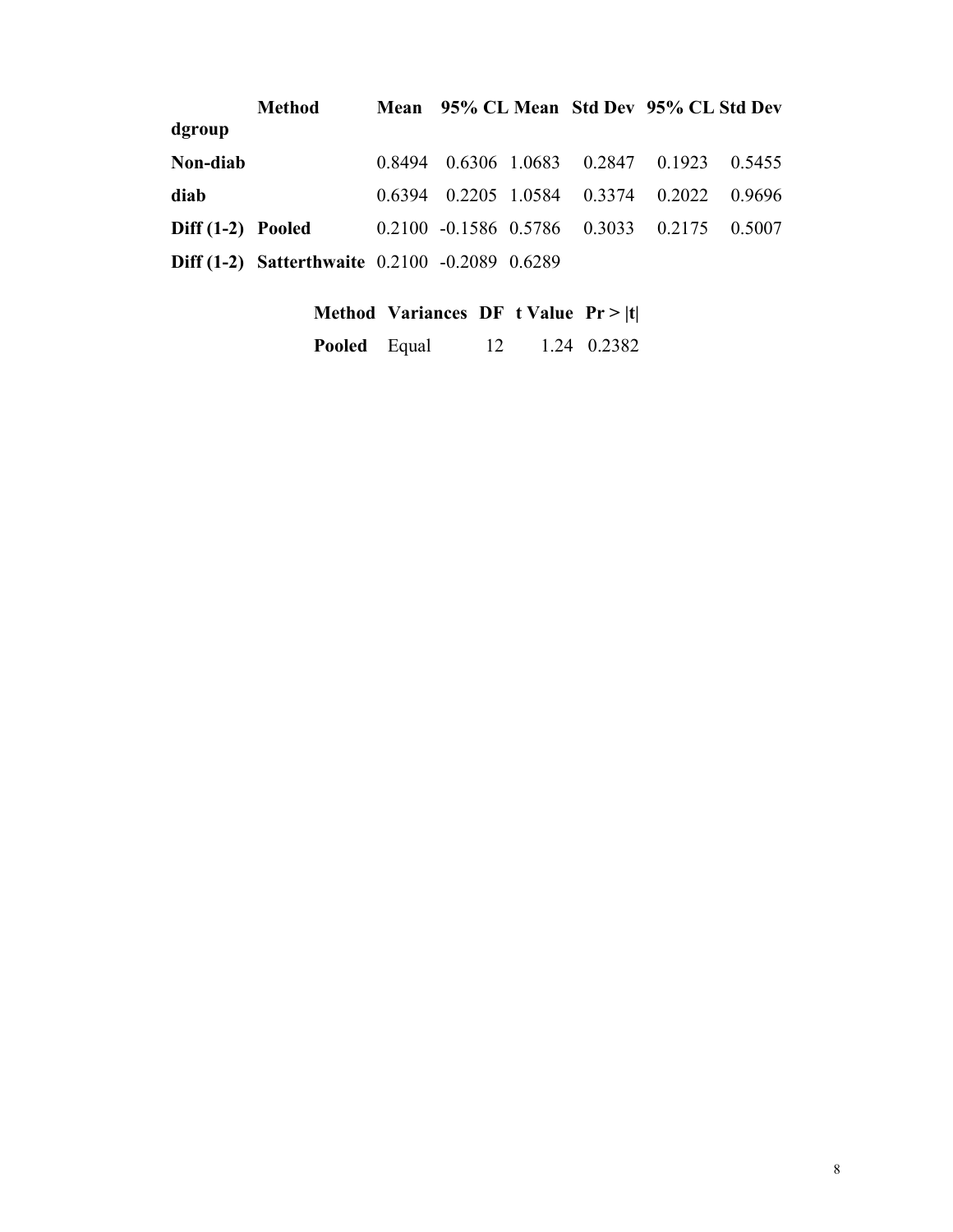| dgroup | Method | Mean | 95% CL Mean | | Std Dev | 95% CL Std Dev | |
|---|---|---|---|---|---|---|---|
| **Non-diab** | | 0.8494 | 0.6306 | 1.0683 | 0.2847 | 0.1923 | 0.5455 |
| **diab** | | 0.6394 | 0.2205 | 1.0584 | 0.3374 | 0.2022 | 0.9696 |
| **Diff (1-2)** | **Pooled** | 0.2100 | -0.1586 | 0.5786 | 0.3033 | 0.2175 | 0.5007 |
| **Diff (1-2)** | **Satterthwaite** | 0.2100 | -0.2089 | 0.6289 | | | |

| Method | Variances | DF | t Value | Pr > \|t\| |
|---|---|---|---|---|
| **Pooled** | Equal | 12 | 1.24 | 0.2382 |